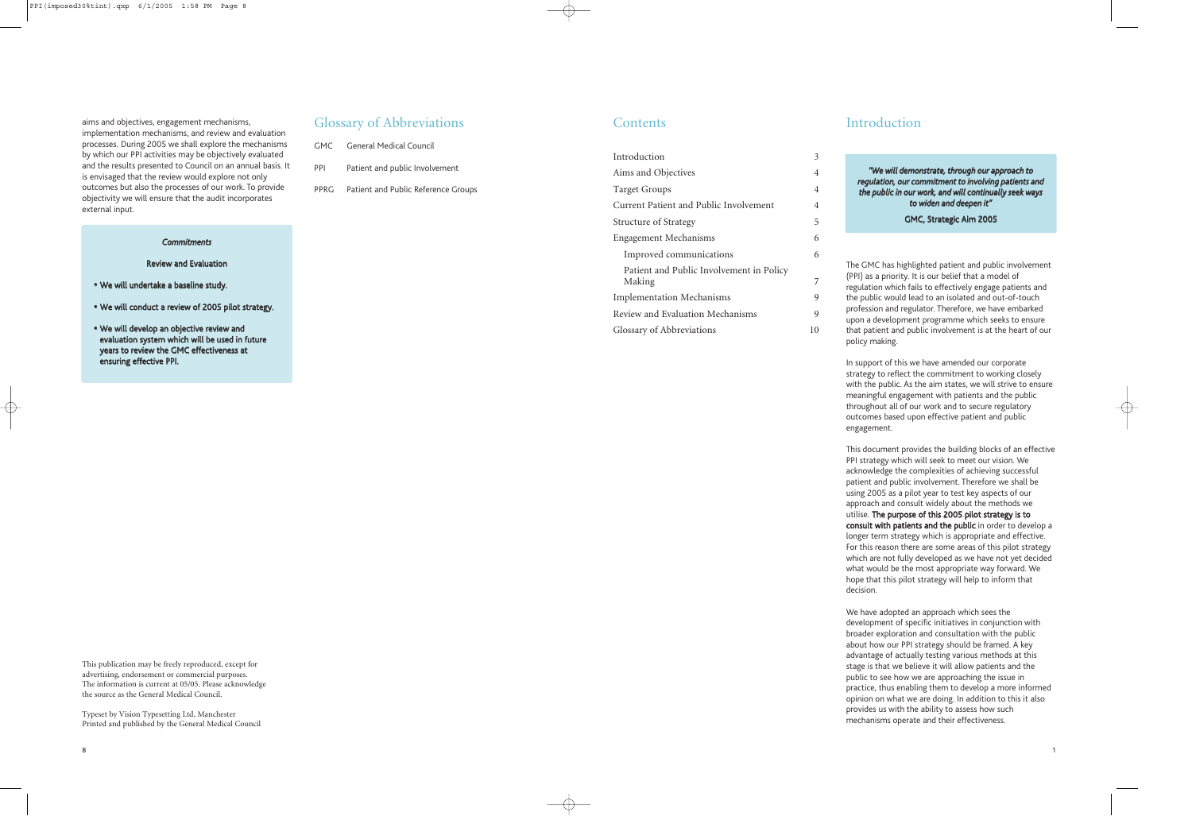aims and objectives, engagement mechanisms, implementation mechanisms, and review and evaluation processes. During 2005 we shall explore the mechanisms by which our PPI activities may be objectively evaluated and the results presented to Council on an annual basis. It is envisaged that the review would explore not only outcomes but also the processes of our work. To provide objectivity we will ensure that the audit incorporates external input.

*Commitments*

**Review and Evaluation**

- **We will undertake a baseline study.**
- **We will conduct a review of 2005 pilot strategy.**
- **We will develop an objective review and evaluation system which will be used in future years to review the GMC effectiveness at ensuring effective PPI.**

This publication may be freely reproduced, except for advertising, endorsement or commercial purposes. The information is current at 05/05. Please acknowledge the source as the General Medical Council.

Typeset by Vision Typesetting Ltd, Manchester
Printed and published by the General Medical Council

## Glossary of Abbreviations

| | |
|---|---|
| GMC | General Medical Council |
| PPI | Patient and public Involvement |
| PPRG | Patient and Public Reference Groups |

## Contents

| | |
|---|---|
| Introduction | 3 |
| Aims and Objectives | 4 |
| Target Groups | 4 |
| Current Patient and Public Involvement | 4 |
| Structure of Strategy | 5 |
| Engagement Mechanisms | 6 |
| Improved communications | 6 |
| Patient and Public Involvement in Policy Making | 7 |
| Implementation Mechanisms | 9 |
| Review and Evaluation Mechanisms | 9 |
| Glossary of Abbreviations | 10 |

## Introduction

***"We will demonstrate, through our approach to regulation, our commitment to involving patients and the public in our work, and will continually seek ways to widen and deepen it"***

**GMC, Strategic Aim 2005**

The GMC has highlighted patient and public involvement (PPI) as a priority. It is our belief that a model of regulation which fails to effectively engage patients and the public would lead to an isolated and out-of-touch profession and regulator. Therefore, we have embarked upon a development programme which seeks to ensure that patient and public involvement is at the heart of our policy making.

In support of this we have amended our corporate strategy to reflect the commitment to working closely with the public. As the aim states, we will strive to ensure meaningful engagement with patients and the public throughout all of our work and to secure regulatory outcomes based upon effective patient and public engagement.

This document provides the building blocks of an effective PPI strategy which will seek to meet our vision. We acknowledge the complexities of achieving successful patient and public involvement. Therefore we shall be using 2005 as a pilot year to test key aspects of our approach and consult widely about the methods we utilise. **The purpose of this 2005 pilot strategy is to consult with patients and the public** in order to develop a longer term strategy which is appropriate and effective. For this reason there are some areas of this pilot strategy which are not fully developed as we have not yet decided what would be the most appropriate way forward. We hope that this pilot strategy will help to inform that decision.

We have adopted an approach which sees the development of specific initiatives in conjunction with broader exploration and consultation with the public about how our PPI strategy should be framed. A key advantage of actually testing various methods at this stage is that we believe it will allow patients and the public to see how we are approaching the issue in practice, thus enabling them to develop a more informed opinion on what we are doing. In addition to this it also provides us with the ability to assess how such mechanisms operate and their effectiveness.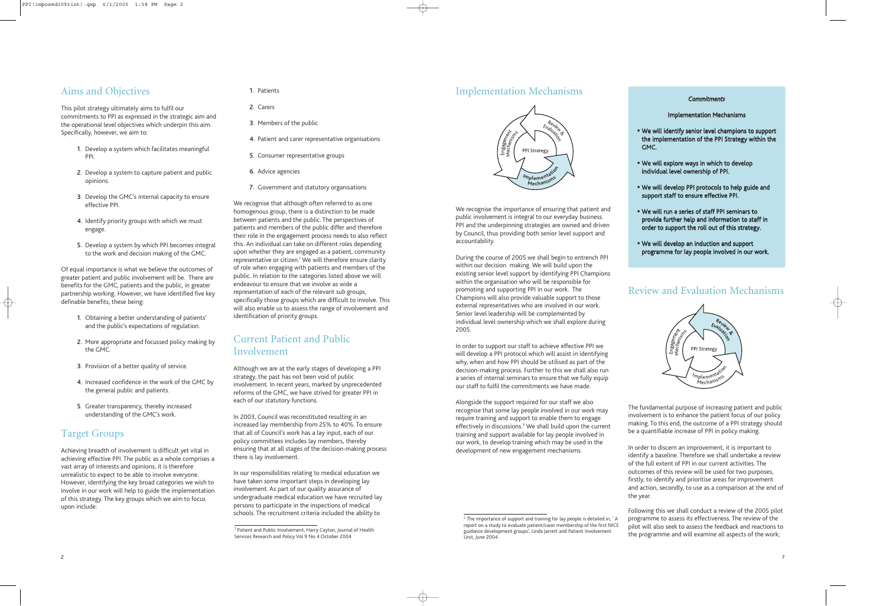## Aims and Objectives

This pilot strategy ultimately aims to fulfil our commitments to PPI as expressed in the strategic aim and the operational level objectives which underpin this aim. Specifically, however, we aim to:

1. Develop a system which facilitates meaningful PPI.
2. Develop a system to capture patient and public opinions.
3. Develop the GMC's internal capacity to ensure effective PPI.
4. Identify priority groups with which we must engage.
5. Develop a system by which PPI becomes integral to the work and decision making of the GMC.

Of equal importance is what we believe the outcomes of greater patient and public involvement will be. There are benefits for the GMC, patients and the public, in greater partnership working. However, we have identified five key definable benefits, these being:

1. Obtaining a better understanding of patients' and the public's expectations of regulation.
2. More appropriate and focussed policy making by the GMC.
3. Provision of a better quality of service.
4. Increased confidence in the work of the GMC by the general public and patients.
5. Greater transparency, thereby increased understanding of the GMC's work.

## Target Groups

Achieving breadth of involvement is difficult yet vital in achieving effective PPI. The public as a whole comprises a vast array of interests and opinions, it is therefore unrealistic to expect to be able to involve everyone. However, identifying the key broad categories we wish to involve in our work will help to guide the implementation of this strategy. The key groups which we aim to focus upon include:

1. Patients
2. Carers
3. Members of the public
4. Patient and carer representative organisations
5. Consumer representative groups
6. Advice agencies
7. Government and statutory organisations

We recognise that although often referred to as one homogenous group, there is a distinction to be made between patients and the public. The perspectives of patients and members of the public differ and therefore their role in the engagement process needs to also reflect this. An individual can take on different roles depending upon whether they are engaged as a patient, community representative or citizen.[1] We will therefore ensure clarity of role when engaging with patients and members of the public. In relation to the categories listed above we will endeavour to ensure that we involve as wide a representation of each of the relevant sub groups, specifically those groups which are difficult to involve. This will also enable us to assess the range of involvement and identification of priority groups.

## Current Patient and Public Involvement

Although we are at the early stages of developing a PPI strategy, the past has not been void of public involvement. In recent years, marked by unprecedented reforms of the GMC, we have strived for greater PPI in each of our statutory functions.

In 2003, Council was reconstituted resulting in an increased lay membership from 25% to 40%. To ensure that all of Council's work has a lay input, each of our policy committees includes lay members, thereby ensuring that at all stages of the decision-making process there is lay involvement.

In our responsibilities relating to medical education we have taken some important steps in developing lay involvement. As part of our quality assurance of undergraduate medical education we have recruited lay persons to participate in the inspections of medical schools. The recruitment criteria included the ability to

[1] Patient and Public Involvement, Harry Cayton, Journal of Health Services Research and Policy Vol 9 No 4 October 2004.

## Implementation Mechanisms

We recognise the importance of ensuring that patient and public involvement is integral to our everyday business. PPI and the underpinning strategies are owned and driven by Council, thus providing both senior level support and accountability.

During the course of 2005 we shall begin to entrench PPI within our decision making. We will build upon the existing senior level support by identifying PPI Champions within the organisation who will be responsible for promoting and supporting PPI in our work. The Champions will also provide valuable support to those external representatives who are involved in our work. Senior level leadership will be complemented by individual level ownership which we shall explore during 2005.

In order to support our staff to achieve effective PPI we will develop a PPI protocol which will assist in identifying why, when and how PPI should be utilised as part of the decision-making process. Further to this we shall also run a series of internal seminars to ensure that we fully equip our staff to fulfil the commitments we have made.

Alongside the support required for our staff we also recognise that some lay people involved in our work may require training and support to enable them to engage effectively in discussions.[3] We shall build upon the current training and support available for lay people involved in our work, to develop training which may be used in the development of new engagement mechanisms.

[3] The importance of support and training for lay people is detailed in, ' A report on a study to evaluate patient/carer membership of the first NICE guidance development groups', Linda Jarrett and Patient Involvement Unit, June 2004.

> ***Commitments***
>
> **Implementation Mechanisms**
>
> - **We will identify senior level champions to support the implementation of the PPI Strategy within the GMC.**
> - **We will explore ways in which to develop individual level ownership of PPI.**
> - **We will develop PPI protocols to help guide and support staff to ensure effective PPI.**
> - **We will run a series of staff PPI seminars to provide further help and information to staff in order to support the roll out of this strategy.**
> - **We will develop an induction and support programme for lay people involved in our work.**

## Review and Evaluation Mechanisms

The fundamental purpose of increasing patient and public involvement is to enhance the patient focus of our policy making. To this end, the outcome of a PPI strategy should be a quantifiable increase of PPI in policy making.

In order to discern an improvement, it is important to identify a baseline. Therefore we shall undertake a review of the full extent of PPI in our current activities. The outcomes of this review will be used for two purposes, firstly, to identify and prioritise areas for improvement and action, secondly, to use as a comparison at the end of the year.

Following this we shall conduct a review of the 2005 pilot programme to assess its effectiveness. The review of the pilot will also seek to assess the feedback and reactions to the programme and will examine all aspects of the work;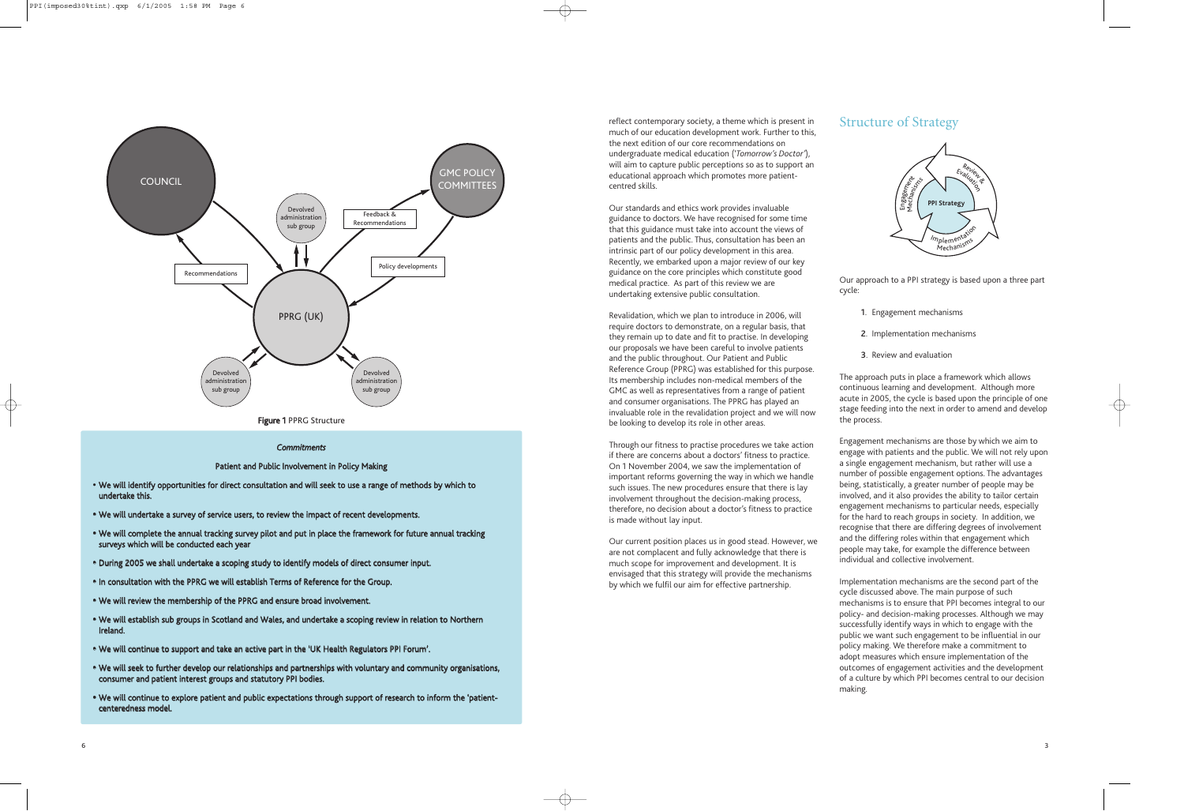COUNCIL

GMC POLICY COMMITTEES

Devolved administration sub group

Feedback & Recommendations

Recommendations

Policy developments

PPRG (UK)

Devolved administration sub group

Devolved administration sub group

**Figure 1** PPRG Structure

***Commitments***

**Patient and Public Involvement in Policy Making**

- **We will identify opportunities for direct consultation and will seek to use a range of methods by which to undertake this.**
- **We will undertake a survey of service users, to review the impact of recent developments.**
- **We will complete the annual tracking survey pilot and put in place the framework for future annual tracking surveys which will be conducted each year**
- **During 2005 we shall undertake a scoping study to identify models of direct consumer input.**
- **In consultation with the PPRG we will establish Terms of Reference for the Group.**
- **We will review the membership of the PPRG and ensure broad involvement.**
- **We will establish sub groups in Scotland and Wales, and undertake a scoping review in relation to Northern Ireland.**
- **We will continue to support and take an active part in the 'UK Health Regulators PPI Forum'.**
- **We will seek to further develop our relationships and partnerships with voluntary and community organisations, consumer and patient interest groups and statutory PPI bodies.**
- **We will continue to explore patient and public expectations through support of research to inform the 'patient-centeredness model.**

reflect contemporary society, a theme which is present in much of our education development work. Further to this, the next edition of our core recommendations on undergraduate medical education (*'Tomorrow's Doctor'*), will aim to capture public perceptions so as to support an educational approach which promotes more patient-centred skills.

Our standards and ethics work provides invaluable guidance to doctors. We have recognised for some time that this guidance must take into account the views of patients and the public. Thus, consultation has been an intrinsic part of our policy development in this area. Recently, we embarked upon a major review of our key guidance on the core principles which constitute good medical practice. As part of this review we are undertaking extensive public consultation.

Revalidation, which we plan to introduce in 2006, will require doctors to demonstrate, on a regular basis, that they remain up to date and fit to practise. In developing our proposals we have been careful to involve patients and the public throughout. Our Patient and Public Reference Group (PPRG) was established for this purpose. Its membership includes non-medical members of the GMC as well as representatives from a range of patient and consumer organisations. The PPRG has played an invaluable role in the revalidation project and we will now be looking to develop its role in other areas.

Through our fitness to practise procedures we take action if there are concerns about a doctors' fitness to practice. On 1 November 2004, we saw the implementation of important reforms governing the way in which we handle such issues. The new procedures ensure that there is lay involvement throughout the decision-making process, therefore, no decision about a doctor's fitness to practice is made without lay input.

Our current position places us in good stead. However, we are not complacent and fully acknowledge that there is much scope for improvement and development. It is envisaged that this strategy will provide the mechanisms by which we fulfil our aim for effective partnership.

## Structure of Strategy

PPI Strategy

Engagement Mechanisms

Review & Evaluation

Implementation Mechanisms

Our approach to a PPI strategy is based upon a three part cycle:

1. Engagement mechanisms
2. Implementation mechanisms
3. Review and evaluation

The approach puts in place a framework which allows continuous learning and development. Although more acute in 2005, the cycle is based upon the principle of one stage feeding into the next in order to amend and develop the process.

Engagement mechanisms are those by which we aim to engage with patients and the public. We will not rely upon a single engagement mechanism, but rather will use a number of possible engagement options. The advantages being, statistically, a greater number of people may be involved, and it also provides the ability to tailor certain engagement mechanisms to particular needs, especially for the hard to reach groups in society. In addition, we recognise that there are differing degrees of involvement and the differing roles within that engagement which people may take, for example the difference between individual and collective involvement.

Implementation mechanisms are the second part of the cycle discussed above. The main purpose of such mechanisms is to ensure that PPI becomes integral to our policy- and decision-making processes. Although we may successfully identify ways in which to engage with the public we want such engagement to be influential in our policy making. We therefore make a commitment to adopt measures which ensure implementation of the outcomes of engagement activities and the development of a culture by which PPI becomes central to our decision making.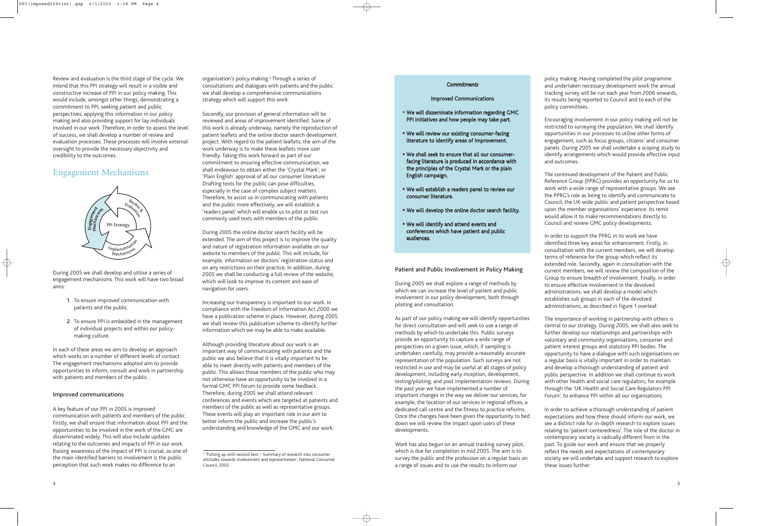Review and evaluation is the third stage of the cycle. We intend that this PPI strategy will result in a visible and constructive increase of PPI in our policy making. This would include, amongst other things, demonstrating a commitment to PPI, seeking patient and public perspectives, applying this information in our policy making and also providing support for lay individuals involved in our work. Therefore, in order to assess the level of success, we shall develop a number of review and evaluation processes. These processes will involve external oversight to provide the necessary objectivity and credibility to the outcomes.

## Engagement Mechanisms

PPI Strategy

Engagement Mechanisms

Review & Evaluation

Implementation Mechanisms

During 2005 we shall develop and utilise a series of engagement mechanisms. This work will have two broad aims:

1. To ensure improved communication with patients and the public.
2. To ensure PPI is embedded in the management of individual projects and within our policy-making culture.

In each of these areas we aim to develop an approach which works on a number of different levels of contact. The engagement mechanisms adopted aim to provide opportunities to inform, consult and work in partnership with patients and members of the public.

### Improved communications

A key feature of our PPI in 2005 is improved communication with patients and members of the public. Firstly, we shall ensure that information about PPI and the opportunities to be involved in the work of the GMC are disseminated widely. This will also include updates relating to the outcomes and impacts of PPI in our work. Raising awareness of the impact of PPI is crucial, as one of the main identified barriers to involvement is the public perception that such work makes no difference to an organisation's policy making.[2] Through a series of consultations and dialogues with patients and the public we shall develop a comprehensive communications strategy which will support this work.

Secondly, our provision of general information will be reviewed and areas of improvement identified. Some of this work is already underway, namely the reproduction of patient leaflets and the online doctor search development project. With regard to the patient leaflets, the aim of the work underway is to make these leaflets more user friendly. Taking this work forward as part of our commitment to ensuring effective communication, we shall endeavour to obtain either the 'Crystal Mark', or 'Plain English' approval of all our consumer literature. Drafting texts for the public can pose difficulties, especially in the case of complex subject matters. Therefore, to assist us in communicating with patients and the public more effectively, we will establish a 'readers panel' which will enable us to pilot or test run commonly used texts with members of the public.

During 2005 the online doctor search facility will be extended. The aim of this project is to improve the quality and nature of registration information available on our website to members of the public. This will include, for example, information on doctors' registration status and on any restrictions on their practice. In addition, during 2005 we shall be conducting a full review of the website, which will look to improve its content and ease of navigation for users.

Increasing our transparency is important to our work. In compliance with the Freedom of Information Act 2000 we have a publication scheme in place. However, during 2005 we shall review this publication scheme to identify further information which we may be able to make available.

Although providing literature about our work is an important way of communicating with patients and the public we also believe that it is vitally important to be able to meet directly with patients and members of the public. This allows those members of the public who may not otherwise have an opportunity to be involved in a formal GMC PPI forum to provide some feedback. Therefore, during 2005 we shall attend relevant conferences and events which are targeted at patients and members of the public as well as representative groups. These events will play an important role in our aim to better inform the public and increase the public's understanding and knowledge of the GMC and our work.

[2] 'Putting up with second best – Summary of research into consumer attitudes towards involvement and representation', National Consumer Council, 2002.

> ***Commitments***
>
> **Improved Communications**
>
> - **We will disseminate information regarding GMC PPI initiatives and how people may take part.**
> - **We will review our existing consumer-facing literature to identify areas of improvement.**
> - **We shall seek to ensure that all our consumer-facing literature is produced in accordance with the principles of the Crystal Mark or the plain English campaign.**
> - **We will establish a readers panel to review our consumer literature.**
> - **We will develop the online doctor search facility.**
> - **We will identify and attend events and conferences which have patient and public audiences.**

### Patient and Public Involvement in Policy Making

During 2005 we shall explore a range of methods by which we can increase the level of patient and public involvement in our policy development, both through piloting and consultation.

As part of our policy making we will identify opportunities for direct consultation and will seek to use a range of methods by which to undertake this. Public surveys provide an opportunity to capture a wide range of perspectives on a given issue, which, if sampling is undertaken carefully, may provide a reasonably accurate representation of the population. Such surveys are not restricted in use and may be useful at all stages of policy development, including early inception, development, testing/piloting, and post implementation reviews. During the past year we have implemented a number of important changes in the way we deliver our services, for example, the location of our services in regional offices, a dedicated call centre and the fitness to practice reforms. Once the changes have been given the opportunity to bed down we will review the impact upon users of these developments.

Work has also begun on an annual tracking survey pilot, which is due for completion in mid 2005. The aim is to survey the public and the profession on a regular basis on a range of issues and to use the results to inform our policy making. Having completed the pilot programme and undertaken necessary development work the annual tracking survey will be run each year from 2006 onwards, its results being reported to Council and to each of the policy committees.

Encouraging involvement in our policy making will not be restricted to surveying the population. We shall identify opportunities in our processes to utilise other forms of engagement, such as focus groups, citizens' and consumer panels. During 2005 we shall undertake a scoping study to identify arrangements which would provide effective input and outcomes.

The continued development of the Patient and Public Reference Group (PPRG) provides an opportunity for us to work with a wide range of representative groups. We see the PPRG's role as being to identify and communicate to Council, the UK-wide public and patient perspective based upon the member organisations' experience. Its remit would allow it to make recommendations directly to Council and review GMC policy developments.

In order to support the PPRG in its work we have identified three key areas for enhancement. Firstly, in consultation with the current members, we will develop terms of reference for the group which reflect its extended role. Secondly, again in consultation with the current members, we will review the composition of the Group to ensure breadth of involvement. Finally, in order to ensure effective involvement in the devolved administrations, we shall develop a model which establishes sub groups in each of the devolved administrations, as described in Figure 1 overleaf.

The importance of working in partnership with others is central to our strategy. During 2005, we shall also seek to further develop our relationships and partnerships with voluntary and community organisations, consumer and patient interest groups and statutory PPI bodies. The opportunity to have a dialogue with such organisations on a regular basis is vitally important in order to maintain and develop a thorough understanding of patient and public perspective. In addition we shall continue to work with other health and social care regulators, for example through the 'UK Health and Social Care Regulators PPI Forum', to enhance PPI within all our organisations.

In order to achieve a thorough understanding of patient expectations and how these should inform our work, we see a distinct role for in-depth research to explore issues relating to 'patient-centeredness'. The role of the doctor in contemporary society is radically different from in the past. To guide our work and ensure that we properly reflect the needs and expectations of contemporary society we will undertake and support research to explore these issues further.